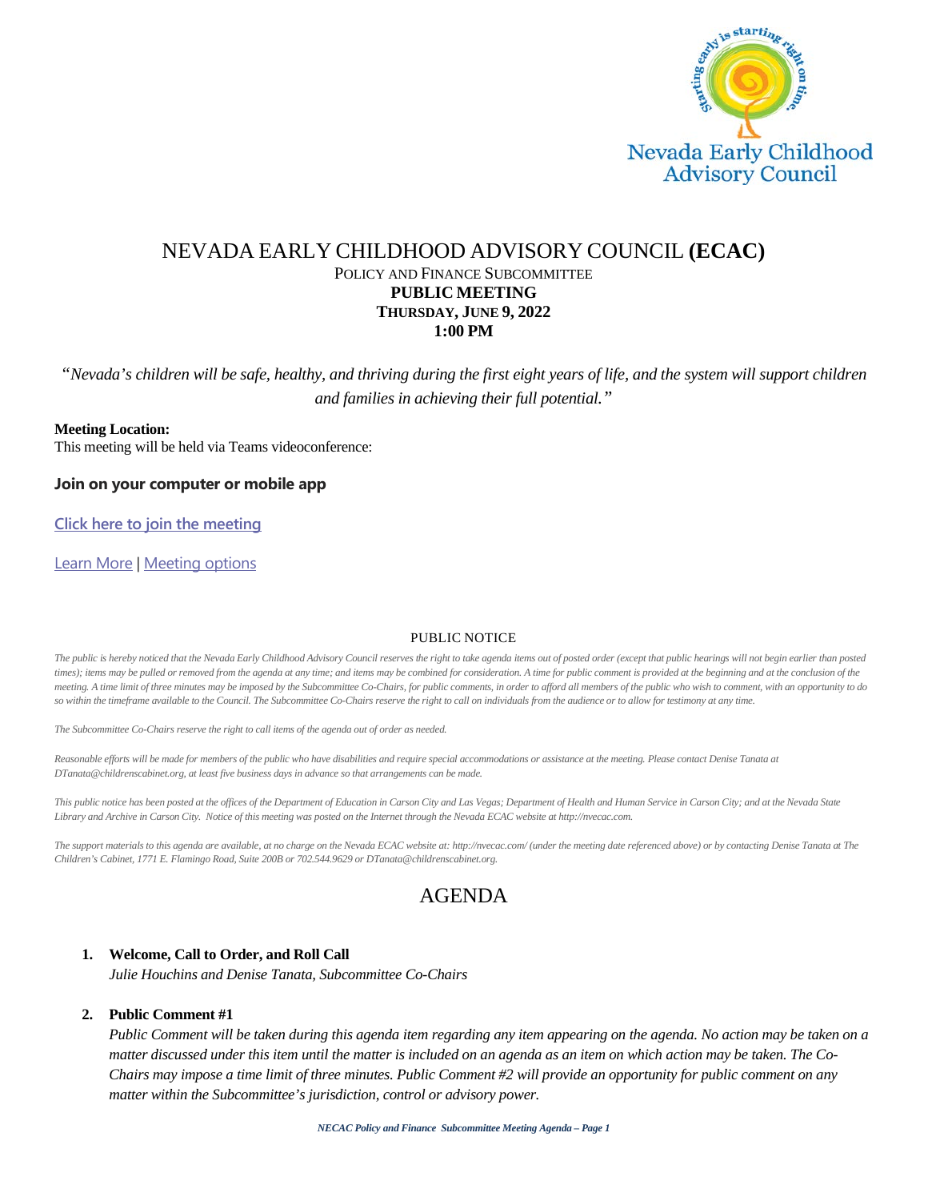Nevada Early Childhood Advisory Council

# NEVADA EARLY CHILDHOOD ADVISORY COUNCIL **(ECAC)**

POLICY AND FINANCE SUBCOMMITTEE

**PUBLIC MEETING**

**THURSDAY, JUNE 9, 2022**

**1:00 PM**

*"Nevada's children will be safe, healthy, and thriving during the first eight years of life, and the system will support children and families in achieving their full potential."*

**Meeting Location:**
This meeting will be held via Teams videoconference:

**Join on your computer or mobile app**

Click here to join the meeting

Learn More | Meeting options

PUBLIC NOTICE

*The public is hereby noticed that the Nevada Early Childhood Advisory Council reserves the right to take agenda items out of posted order (except that public hearings will not begin earlier than posted times); items may be pulled or removed from the agenda at any time; and items may be combined for consideration. A time for public comment is provided at the beginning and at the conclusion of the meeting. A time limit of three minutes may be imposed by the Subcommittee Co-Chairs, for public comments, in order to afford all members of the public who wish to comment, with an opportunity to do so within the timeframe available to the Council. The Subcommittee Co-Chairs reserve the right to call on individuals from the audience or to allow for testimony at any time.*

*The Subcommittee Co-Chairs reserve the right to call items of the agenda out of order as needed.*

*Reasonable efforts will be made for members of the public who have disabilities and require special accommodations or assistance at the meeting. Please contact Denise Tanata at DTanata@childrenscabinet.org, at least five business days in advance so that arrangements can be made.*

*This public notice has been posted at the offices of the Department of Education in Carson City and Las Vegas; Department of Health and Human Service in Carson City; and at the Nevada State Library and Archive in Carson City. Notice of this meeting was posted on the Internet through the Nevada ECAC website at http://nvecac.com.*

*The support materials to this agenda are available, at no charge on the Nevada ECAC website at: http://nvecac.com/ (under the meeting date referenced above) or by contacting Denise Tanata at The Children's Cabinet, 1771 E. Flamingo Road, Suite 200B or 702.544.9629 or DTanata@childrenscabinet.org.*

## AGENDA

1. **Welcome, Call to Order, and Roll Call**
   *Julie Houchins and Denise Tanata, Subcommittee Co-Chairs*

2. **Public Comment #1**
   *Public Comment will be taken during this agenda item regarding any item appearing on the agenda. No action may be taken on a matter discussed under this item until the matter is included on an agenda as an item on which action may be taken. The Co-Chairs may impose a time limit of three minutes. Public Comment #2 will provide an opportunity for public comment on any matter within the Subcommittee's jurisdiction, control or advisory power.*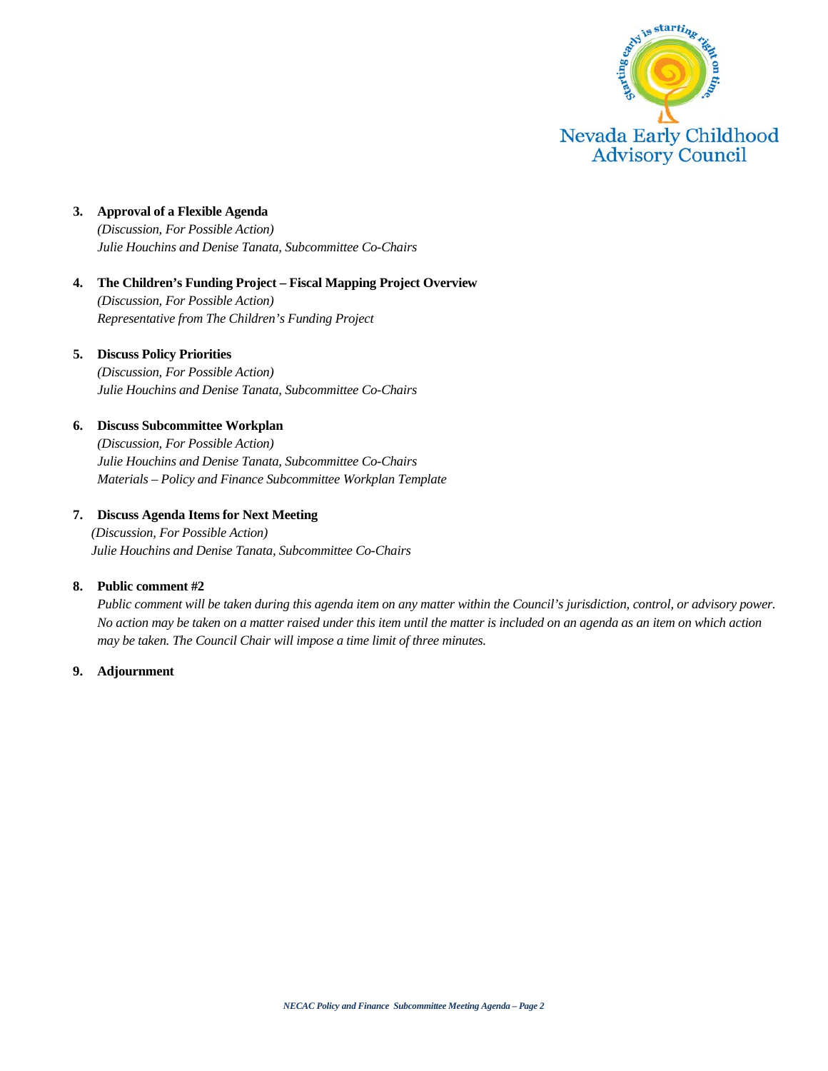3. **Approval of a Flexible Agenda**
   *(Discussion, For Possible Action)*
   *Julie Houchins and Denise Tanata, Subcommittee Co-Chairs*

4. **The Children's Funding Project – Fiscal Mapping Project Overview**
   *(Discussion, For Possible Action)*
   *Representative from The Children's Funding Project*

5. **Discuss Policy Priorities**
   *(Discussion, For Possible Action)*
   *Julie Houchins and Denise Tanata, Subcommittee Co-Chairs*

6. **Discuss Subcommittee Workplan**
   *(Discussion, For Possible Action)*
   *Julie Houchins and Denise Tanata, Subcommittee Co-Chairs*
   *Materials – Policy and Finance Subcommittee Workplan Template*

7. **Discuss Agenda Items for Next Meeting**
   *(Discussion, For Possible Action)*
   *Julie Houchins and Denise Tanata, Subcommittee Co-Chairs*

8. **Public comment #2**
   *Public comment will be taken during this agenda item on any matter within the Council's jurisdiction, control, or advisory power. No action may be taken on a matter raised under this item until the matter is included on an agenda as an item on which action may be taken. The Council Chair will impose a time limit of three minutes.*

9. **Adjournment**